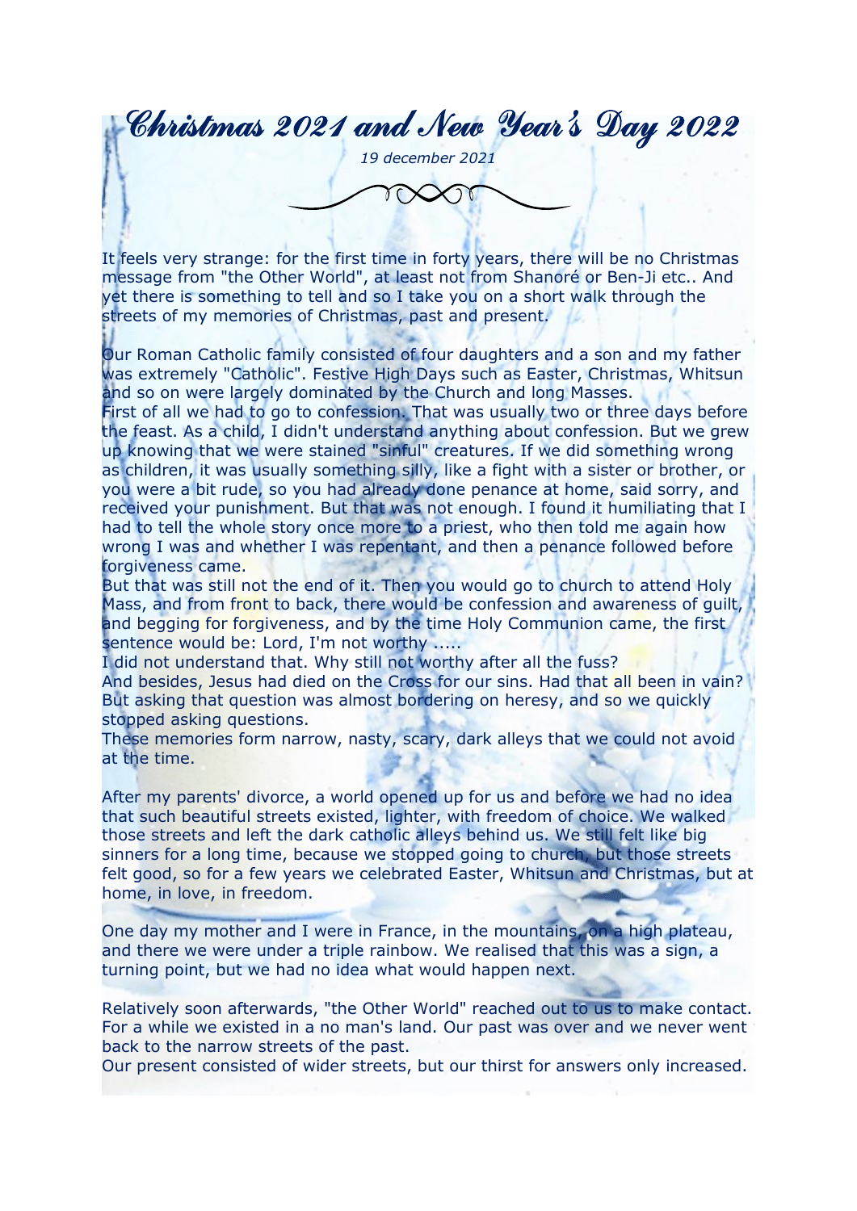# Christmas 2021 and New Year's Day 2022

*19 december 2021*

It feels very strange: for the first time in forty years, there will be no Christmas message from "the Other World", at least not from Shanoré or Ben-Ji etc.. And yet there is something to tell and so I take you on a short walk through the streets of my memories of Christmas, past and present.

Our Roman Catholic family consisted of four daughters and a son and my father was extremely "Catholic". Festive High Days such as Easter, Christmas, Whitsun and so on were largely dominated by the Church and long Masses.
First of all we had to go to confession. That was usually two or three days before the feast. As a child, I didn't understand anything about confession. But we grew up knowing that we were stained "sinful" creatures. If we did something wrong as children, it was usually something silly, like a fight with a sister or brother, or you were a bit rude, so you had already done penance at home, said sorry, and received your punishment. But that was not enough. I found it humiliating that I had to tell the whole story once more to a priest, who then told me again how wrong I was and whether I was repentant, and then a penance followed before forgiveness came.
But that was still not the end of it. Then you would go to church to attend Holy Mass, and from front to back, there would be confession and awareness of guilt, and begging for forgiveness, and by the time Holy Communion came, the first sentence would be: Lord, I'm not worthy .....
I did not understand that. Why still not worthy after all the fuss?
And besides, Jesus had died on the Cross for our sins. Had that all been in vain? But asking that question was almost bordering on heresy, and so we quickly stopped asking questions.
These memories form narrow, nasty, scary, dark alleys that we could not avoid at the time.

After my parents' divorce, a world opened up for us and before we had no idea that such beautiful streets existed, lighter, with freedom of choice. We walked those streets and left the dark catholic alleys behind us. We still felt like big sinners for a long time, because we stopped going to church, but those streets felt good, so for a few years we celebrated Easter, Whitsun and Christmas, but at home, in love, in freedom.

One day my mother and I were in France, in the mountains, on a high plateau, and there we were under a triple rainbow. We realised that this was a sign, a turning point, but we had no idea what would happen next.

Relatively soon afterwards, "the Other World" reached out to us to make contact. For a while we existed in a no man's land. Our past was over and we never went back to the narrow streets of the past.
Our present consisted of wider streets, but our thirst for answers only increased.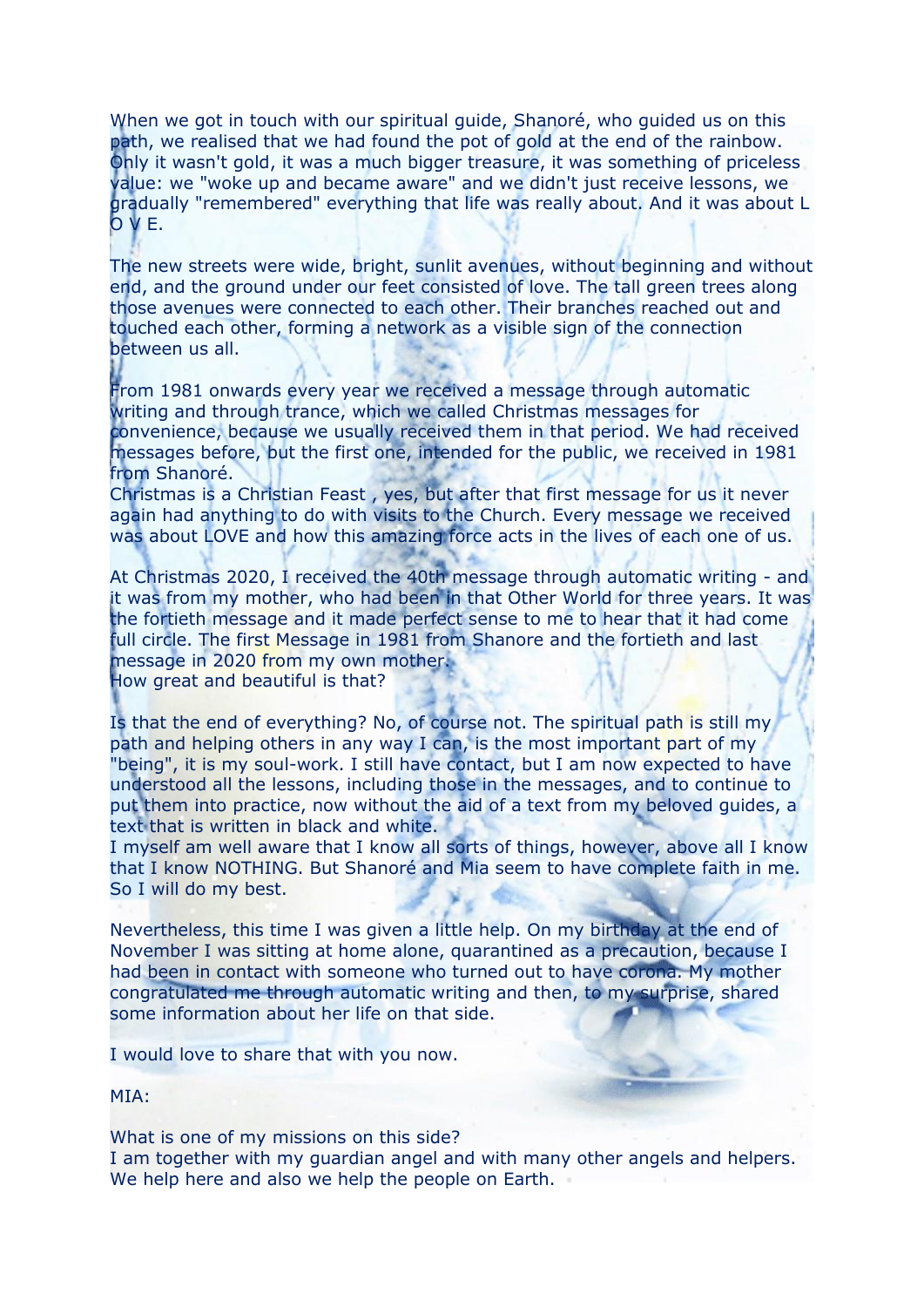When we got in touch with our spiritual guide, Shanoré, who guided us on this path, we realised that we had found the pot of gold at the end of the rainbow. Only it wasn't gold, it was a much bigger treasure, it was something of priceless value: we "woke up and became aware" and we didn't just receive lessons, we gradually "remembered" everything that life was really about. And it was about L O V E.

The new streets were wide, bright, sunlit avenues, without beginning and without end, and the ground under our feet consisted of love. The tall green trees along those avenues were connected to each other. Their branches reached out and touched each other, forming a network as a visible sign of the connection between us all.

From 1981 onwards every year we received a message through automatic writing and through trance, which we called Christmas messages for convenience, because we usually received them in that period. We had received messages before, but the first one, intended for the public, we received in 1981 from Shanoré.
Christmas is a Christian Feast , yes, but after that first message for us it never again had anything to do with visits to the Church. Every message we received was about LOVE and how this amazing force acts in the lives of each one of us.

At Christmas 2020, I received the 40th message through automatic writing - and it was from my mother, who had been in that Other World for three years. It was the fortieth message and it made perfect sense to me to hear that it had come full circle. The first Message in 1981 from Shanore and the fortieth and last message in 2020 from my own mother.
How great and beautiful is that?

Is that the end of everything? No, of course not. The spiritual path is still my path and helping others in any way I can, is the most important part of my "being", it is my soul-work. I still have contact, but I am now expected to have understood all the lessons, including those in the messages, and to continue to put them into practice, now without the aid of a text from my beloved guides, a text that is written in black and white.
I myself am well aware that I know all sorts of things, however, above all I know that I know NOTHING. But Shanoré and Mia seem to have complete faith in me. So I will do my best.

Nevertheless, this time I was given a little help. On my birthday at the end of November I was sitting at home alone, quarantined as a precaution, because I had been in contact with someone who turned out to have corona. My mother congratulated me through automatic writing and then, to my surprise, shared some information about her life on that side.

I would love to share that with you now.

MIA:

What is one of my missions on this side?
I am together with my guardian angel and with many other angels and helpers. We help here and also we help the people on Earth.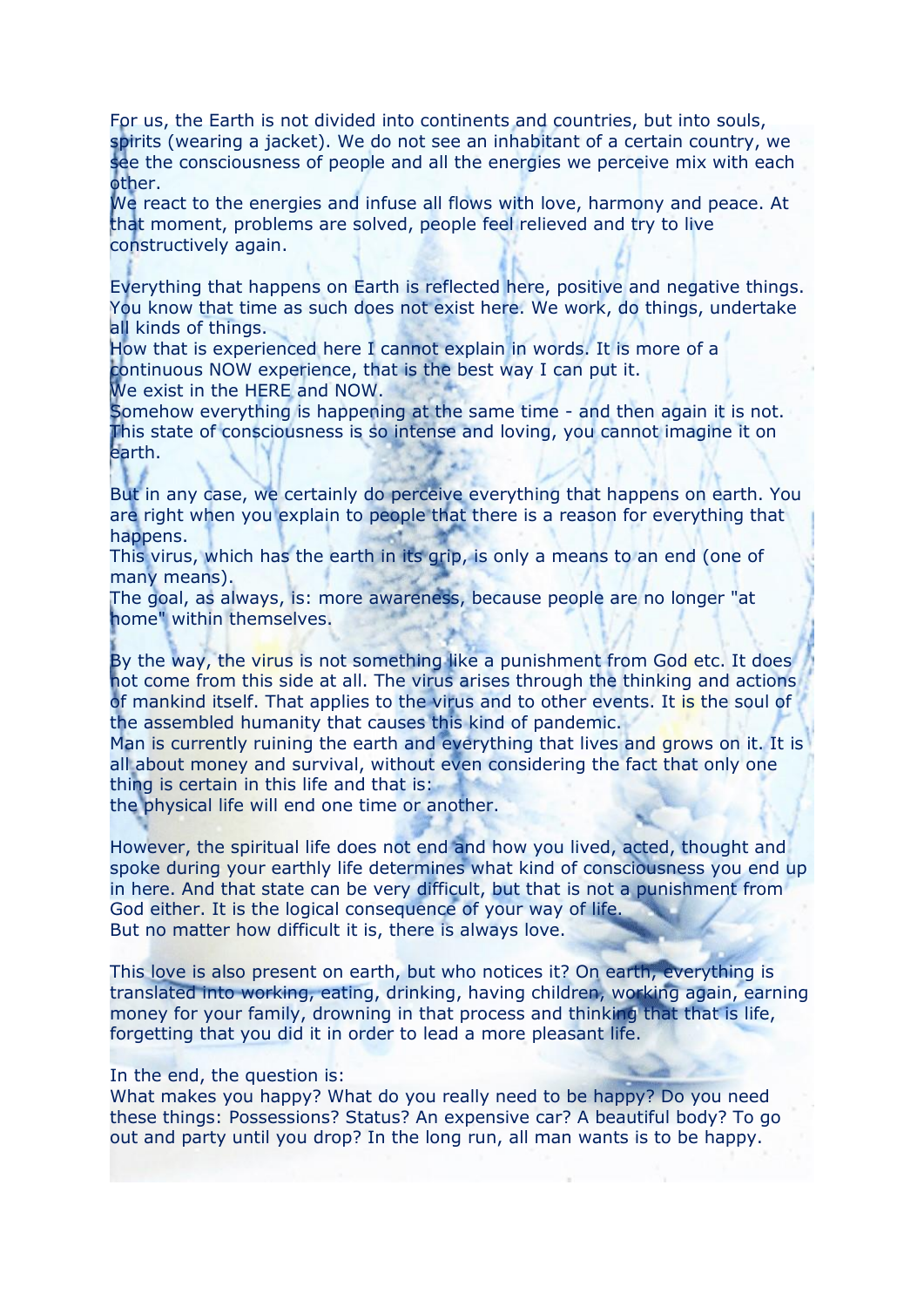For us, the Earth is not divided into continents and countries, but into souls, spirits (wearing a jacket). We do not see an inhabitant of a certain country, we see the consciousness of people and all the energies we perceive mix with each other.
We react to the energies and infuse all flows with love, harmony and peace. At that moment, problems are solved, people feel relieved and try to live constructively again.

Everything that happens on Earth is reflected here, positive and negative things. You know that time as such does not exist here. We work, do things, undertake all kinds of things.
How that is experienced here I cannot explain in words. It is more of a continuous NOW experience, that is the best way I can put it.
We exist in the HERE and NOW.
Somehow everything is happening at the same time - and then again it is not. This state of consciousness is so intense and loving, you cannot imagine it on earth.

But in any case, we certainly do perceive everything that happens on earth. You are right when you explain to people that there is a reason for everything that happens.
This virus, which has the earth in its grip, is only a means to an end (one of many means).
The goal, as always, is: more awareness, because people are no longer "at home" within themselves.

By the way, the virus is not something like a punishment from God etc. It does not come from this side at all. The virus arises through the thinking and actions of mankind itself. That applies to the virus and to other events. It is the soul of the assembled humanity that causes this kind of pandemic.
Man is currently ruining the earth and everything that lives and grows on it. It is all about money and survival, without even considering the fact that only one thing is certain in this life and that is:
the physical life will end one time or another.

However, the spiritual life does not end and how you lived, acted, thought and spoke during your earthly life determines what kind of consciousness you end up in here. And that state can be very difficult, but that is not a punishment from God either. It is the logical consequence of your way of life.
But no matter how difficult it is, there is always love.

This love is also present on earth, but who notices it? On earth, everything is translated into working, eating, drinking, having children, working again, earning money for your family, drowning in that process and thinking that that is life, forgetting that you did it in order to lead a more pleasant life.

In the end, the question is:
What makes you happy? What do you really need to be happy? Do you need these things: Possessions? Status? An expensive car? A beautiful body? To go out and party until you drop? In the long run, all man wants is to be happy.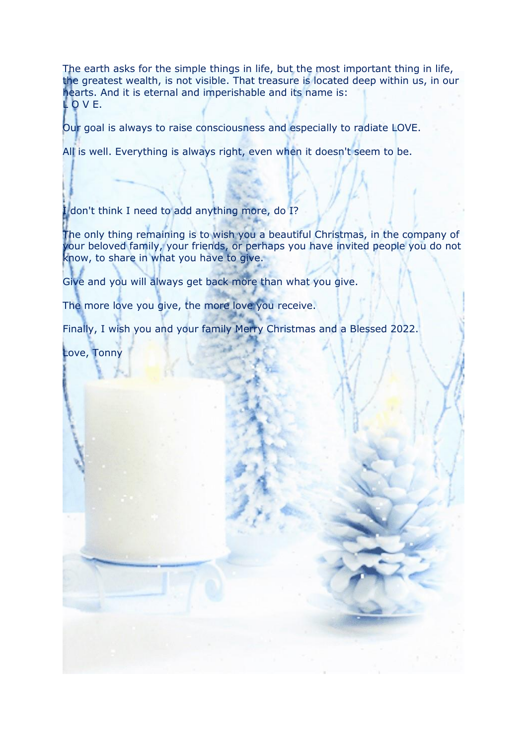The earth asks for the simple things in life, but the most important thing in life, the greatest wealth, is not visible. That treasure is located deep within us, in our hearts. And it is eternal and imperishable and its name is:
L O V E.

Our goal is always to raise consciousness and especially to radiate LOVE.

All is well. Everything is always right, even when it doesn't seem to be.

I don't think I need to add anything more, do I?

The only thing remaining is to wish you a beautiful Christmas, in the company of your beloved family, your friends, or perhaps you have invited people you do not know, to share in what you have to give.

Give and you will always get back more than what you give.

The more love you give, the more love you receive.

Finally, I wish you and your family Merry Christmas and a Blessed 2022.

Love, Tonny